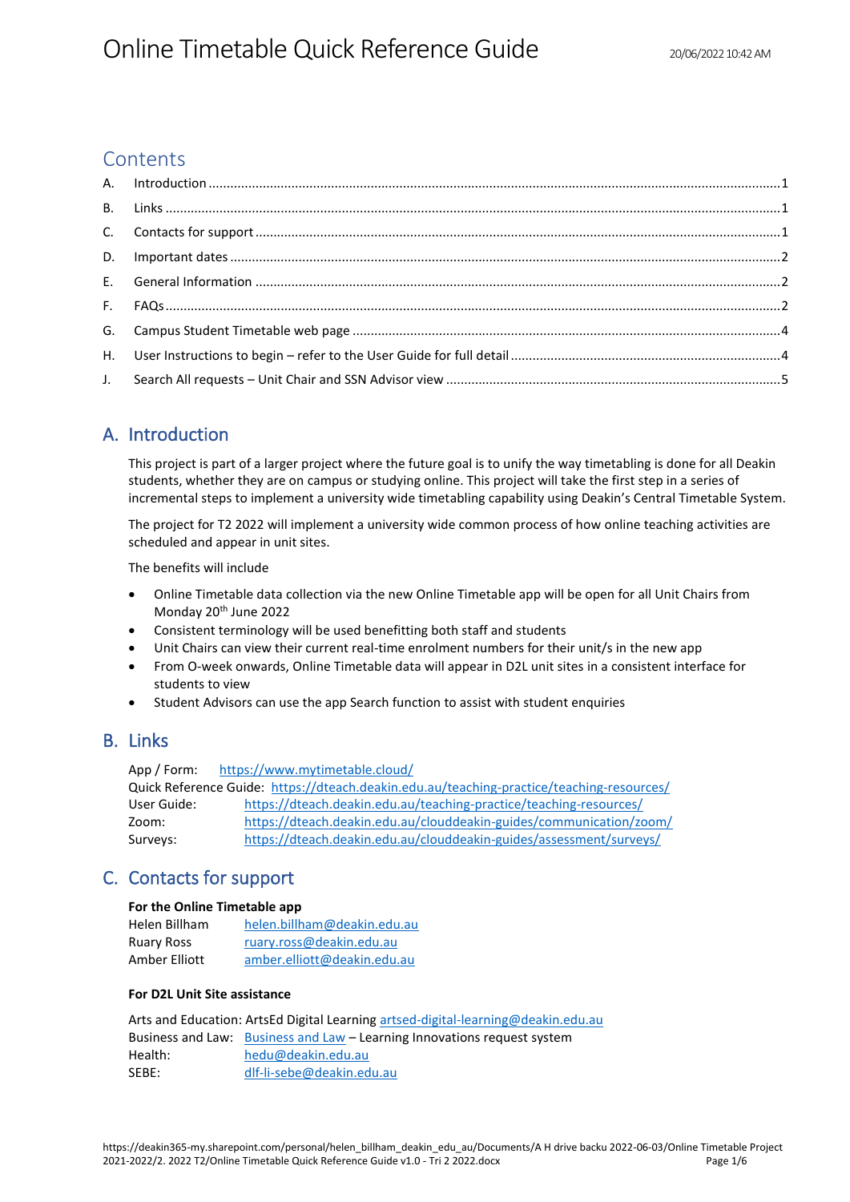# Online Timetable Quick Reference Guide

20/06/2022 10:42 AM

## Contents

A. Introduction ..... 1
B. Links ..... 1
C. Contacts for support ..... 1
D. Important dates ..... 2
E. General Information ..... 2
F. FAQs ..... 2
G. Campus Student Timetable web page ..... 4
H. User Instructions to begin – refer to the User Guide for full detail ..... 4
J. Search All requests – Unit Chair and SSN Advisor view ..... 5

## A. Introduction

This project is part of a larger project where the future goal is to unify the way timetabling is done for all Deakin students, whether they are on campus or studying online. This project will take the first step in a series of incremental steps to implement a university wide timetabling capability using Deakin's Central Timetable System.

The project for T2 2022 will implement a university wide common process of how online teaching activities are scheduled and appear in unit sites.

The benefits will include

- Online Timetable data collection via the new Online Timetable app will be open for all Unit Chairs from Monday 20th June 2022
- Consistent terminology will be used benefitting both staff and students
- Unit Chairs can view their current real-time enrolment numbers for their unit/s in the new app
- From O-week onwards, Online Timetable data will appear in D2L unit sites in a consistent interface for students to view
- Student Advisors can use the app Search function to assist with student enquiries

## B. Links

App / Form: https://www.mytimetable.cloud/
Quick Reference Guide: https://dteach.deakin.edu.au/teaching-practice/teaching-resources/
User Guide: https://dteach.deakin.edu.au/teaching-practice/teaching-resources/
Zoom: https://dteach.deakin.edu.au/clouddeakin-guides/communication/zoom/
Surveys: https://dteach.deakin.edu.au/clouddeakin-guides/assessment/surveys/

## C. Contacts for support

**For the Online Timetable app**

Helen Billham helen.billham@deakin.edu.au
Ruary Ross ruary.ross@deakin.edu.au
Amber Elliott amber.elliott@deakin.edu.au

**For D2L Unit Site assistance**

Arts and Education: ArtsEd Digital Learning artsed-digital-learning@deakin.edu.au
Business and Law: Business and Law – Learning Innovations request system
Health: hedu@deakin.edu.au
SEBE: dlf-li-sebe@deakin.edu.au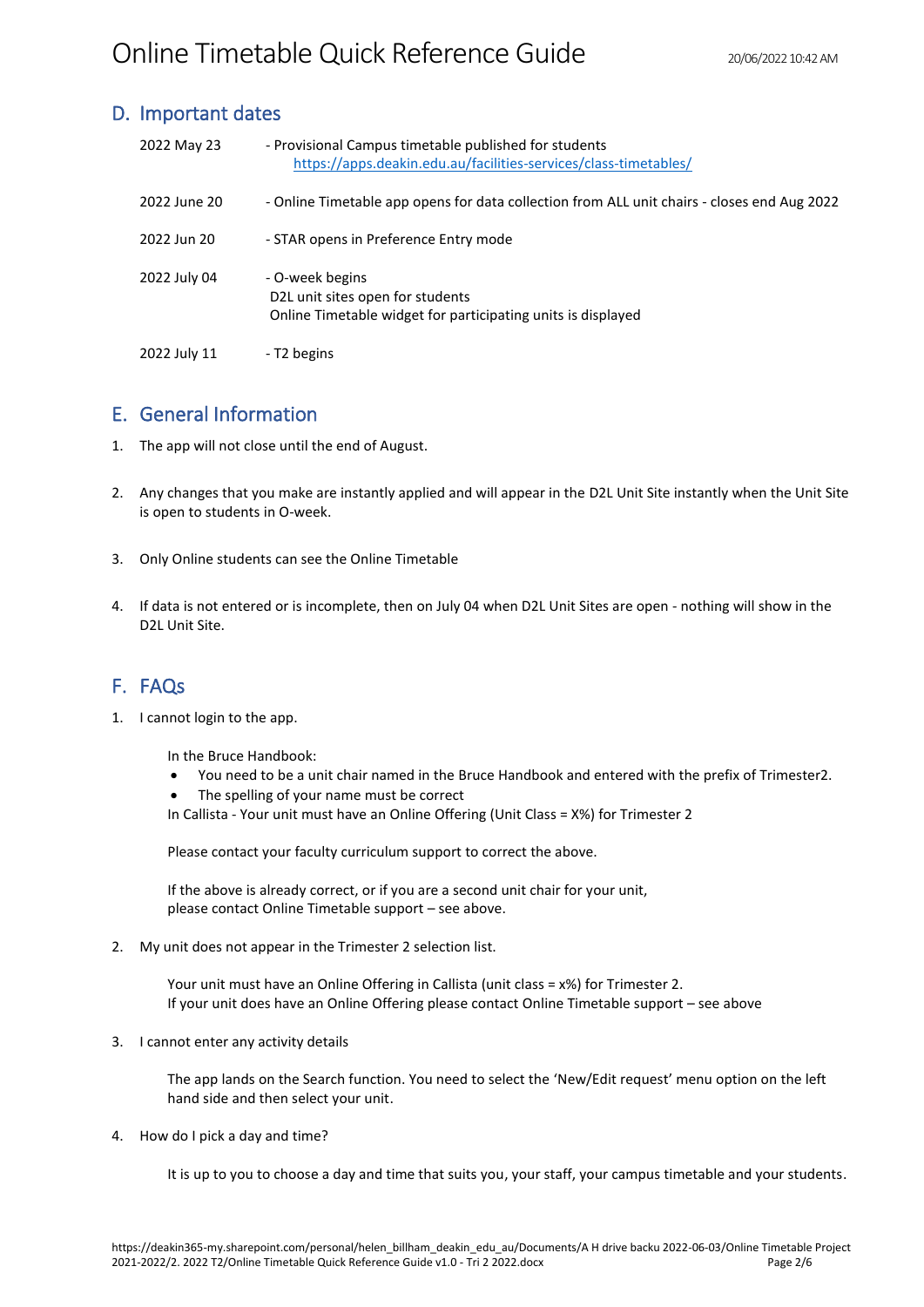## D. Important dates

| | |
|---|---|
| 2022 May 23 | - Provisional Campus timetable published for students https://apps.deakin.edu.au/facilities-services/class-timetables/ |
| 2022 June 20 | - Online Timetable app opens for data collection from ALL unit chairs - closes end Aug 2022 |
| 2022 Jun 20 | - STAR opens in Preference Entry mode |
| 2022 July 04 | - O-week begins<br>D2L unit sites open for students<br>Online Timetable widget for participating units is displayed |
| 2022 July 11 | - T2 begins |

## E. General Information

1. The app will not close until the end of August.

2. Any changes that you make are instantly applied and will appear in the D2L Unit Site instantly when the Unit Site is open to students in O-week.

3. Only Online students can see the Online Timetable

4. If data is not entered or is incomplete, then on July 04 when D2L Unit Sites are open - nothing will show in the D2L Unit Site.

## F. FAQs

1. I cannot login to the app.

   In the Bruce Handbook:
   - You need to be a unit chair named in the Bruce Handbook and entered with the prefix of Trimester2.
   - The spelling of your name must be correct

   In Callista - Your unit must have an Online Offering (Unit Class = X%) for Trimester 2

   Please contact your faculty curriculum support to correct the above.

   If the above is already correct, or if you are a second unit chair for your unit, please contact Online Timetable support – see above.

2. My unit does not appear in the Trimester 2 selection list.

   Your unit must have an Online Offering in Callista (unit class = x%) for Trimester 2.
   If your unit does have an Online Offering please contact Online Timetable support – see above

3. I cannot enter any activity details

   The app lands on the Search function. You need to select the 'New/Edit request' menu option on the left hand side and then select your unit.

4. How do I pick a day and time?

   It is up to you to choose a day and time that suits you, your staff, your campus timetable and your students.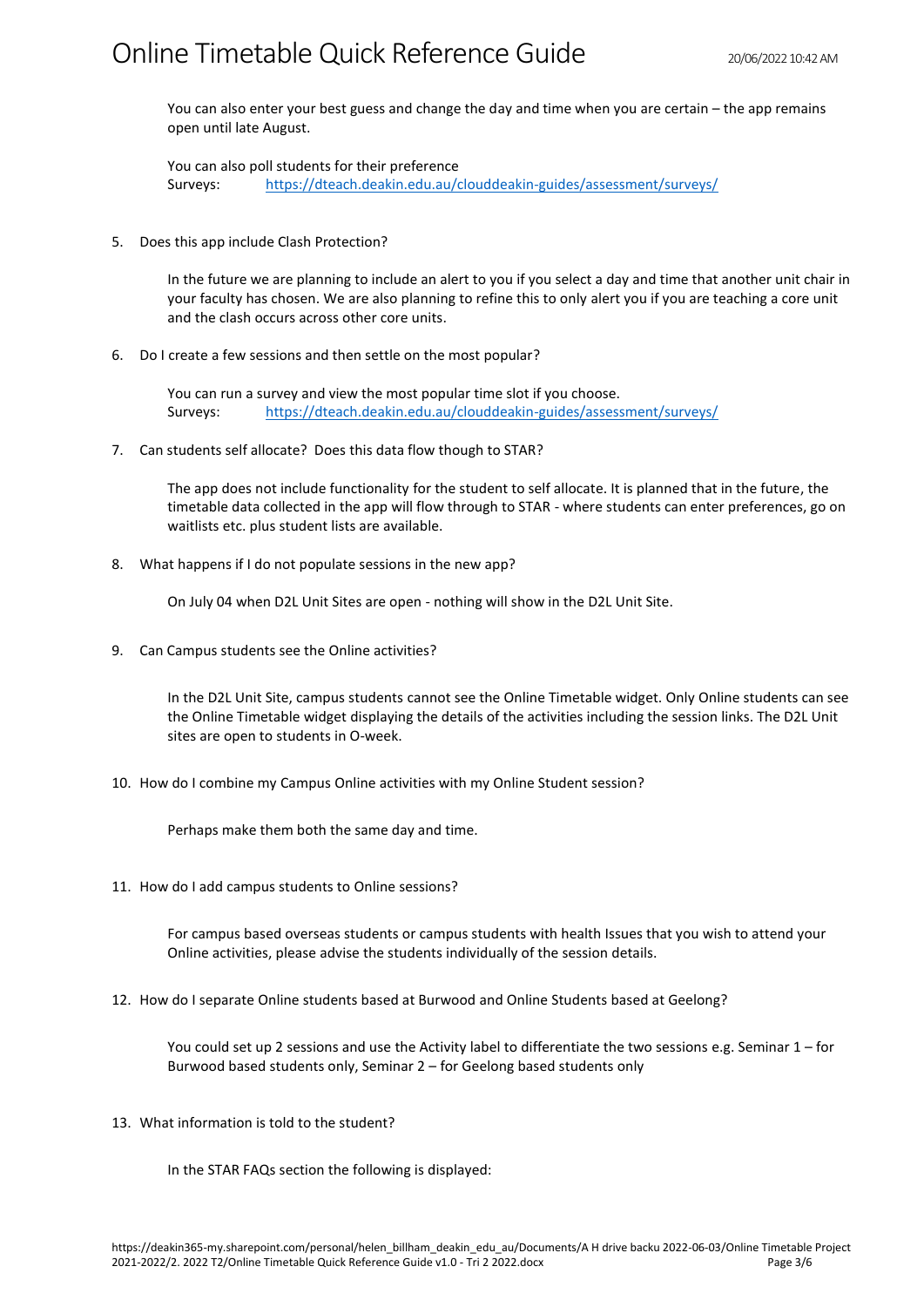You can also enter your best guess and change the day and time when you are certain – the app remains open until late August.

You can also poll students for their preference
Surveys: https://dteach.deakin.edu.au/clouddeakin-guides/assessment/surveys/

5. Does this app include Clash Protection?

   In the future we are planning to include an alert to you if you select a day and time that another unit chair in your faculty has chosen. We are also planning to refine this to only alert you if you are teaching a core unit and the clash occurs across other core units.

6. Do I create a few sessions and then settle on the most popular?

   You can run a survey and view the most popular time slot if you choose.
   Surveys: https://dteach.deakin.edu.au/clouddeakin-guides/assessment/surveys/

7. Can students self allocate? Does this data flow though to STAR?

   The app does not include functionality for the student to self allocate. It is planned that in the future, the timetable data collected in the app will flow through to STAR - where students can enter preferences, go on waitlists etc. plus student lists are available.

8. What happens if I do not populate sessions in the new app?

   On July 04 when D2L Unit Sites are open - nothing will show in the D2L Unit Site.

9. Can Campus students see the Online activities?

   In the D2L Unit Site, campus students cannot see the Online Timetable widget. Only Online students can see the Online Timetable widget displaying the details of the activities including the session links. The D2L Unit sites are open to students in O-week.

10. How do I combine my Campus Online activities with my Online Student session?

    Perhaps make them both the same day and time.

11. How do I add campus students to Online sessions?

    For campus based overseas students or campus students with health Issues that you wish to attend your Online activities, please advise the students individually of the session details.

12. How do I separate Online students based at Burwood and Online Students based at Geelong?

    You could set up 2 sessions and use the Activity label to differentiate the two sessions e.g. Seminar 1 – for Burwood based students only, Seminar 2 – for Geelong based students only

13. What information is told to the student?

    In the STAR FAQs section the following is displayed: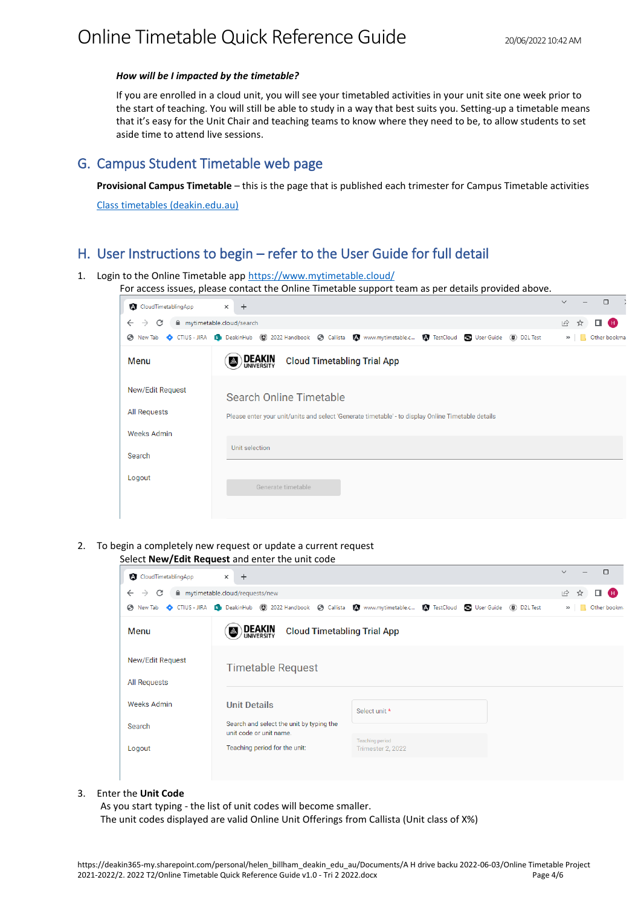*How will be I impacted by the timetable?*

If you are enrolled in a cloud unit, you will see your timetabled activities in your unit site one week prior to the start of teaching. You will still be able to study in a way that best suits you. Setting-up a timetable means that it's easy for the Unit Chair and teaching teams to know where they need to be, to allow students to set aside time to attend live sessions.

## G. Campus Student Timetable web page

**Provisional Campus Timetable** – this is the page that is published each trimester for Campus Timetable activities

[Class timetables (deakin.edu.au)]

## H. User Instructions to begin – refer to the User Guide for full detail

1. Login to the Online Timetable app https://www.mytimetable.cloud/
   For access issues, please contact the Online Timetable support team as per details provided above.

2. To begin a completely new request or update a current request
   Select **New/Edit Request** and enter the unit code

3. Enter the **Unit Code**
   As you start typing - the list of unit codes will become smaller.
   The unit codes displayed are valid Online Unit Offerings from Callista (Unit class of X%)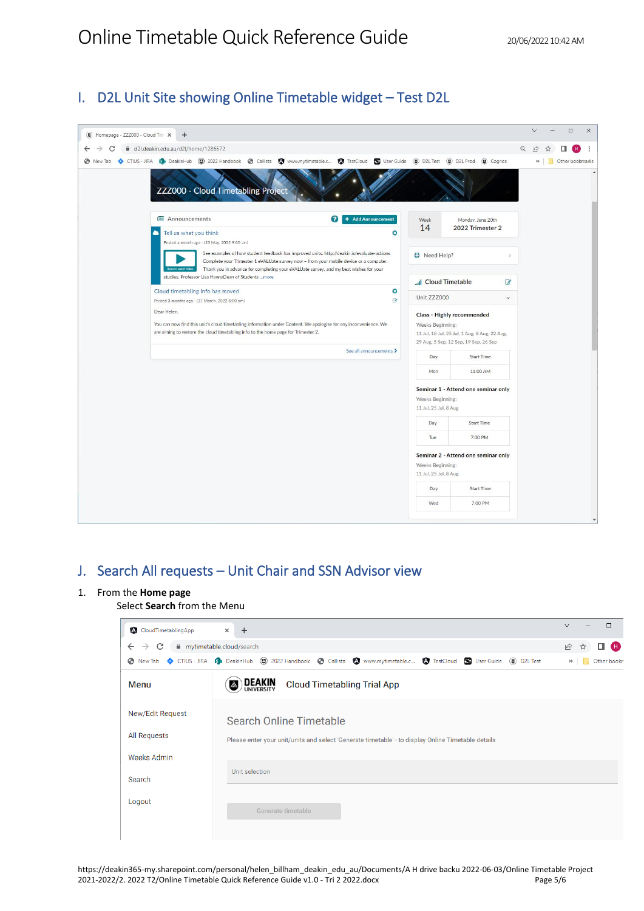# Online Timetable Quick Reference Guide

20/06/2022 10:42 AM

## I. D2L Unit Site showing Online Timetable widget – Test D2L

## J. Search All requests – Unit Chair and SSN Advisor view

1. From the **Home page**

   Select **Search** from the Menu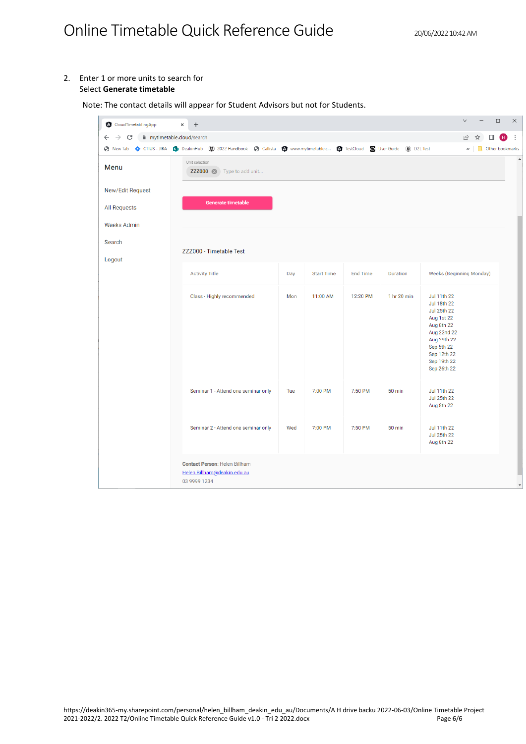2. Enter 1 or more units to search for
   Select **Generate timetable**

Note: The contact details will appear for Student Advisors but not for Students.

Menu

New/Edit Request

All Requests

Weeks Admin

Search

Logout

Unit selection

ZZZ000 Type to add unit...

Generate timetable

ZZZ000 - Timetable Test

| Activity Title | Day | Start Time | End Time | Duration | Weeks (Beginning Monday) |
| --- | --- | --- | --- | --- | --- |
| Class - Highly recommended | Mon | 11:00 AM | 12:20 PM | 1 hr 20 min | Jul 11th 22<br>Jul 18th 22<br>Jul 25th 22<br>Aug 1st 22<br>Aug 8th 22<br>Aug 22nd 22<br>Aug 29th 22<br>Sep 5th 22<br>Sep 12th 22<br>Sep 19th 22<br>Sep 26th 22 |
| Seminar 1 - Attend one seminar only | Tue | 7:00 PM | 7:50 PM | 50 min | Jul 11th 22<br>Jul 25th 22<br>Aug 8th 22 |
| Seminar 2 - Attend one seminar only | Wed | 7:00 PM | 7:50 PM | 50 min | Jul 11th 22<br>Jul 25th 22<br>Aug 8th 22 |

**Contact Person**: Helen Billham
Helen.Billham@deakin.edu.au
03 9999 1234